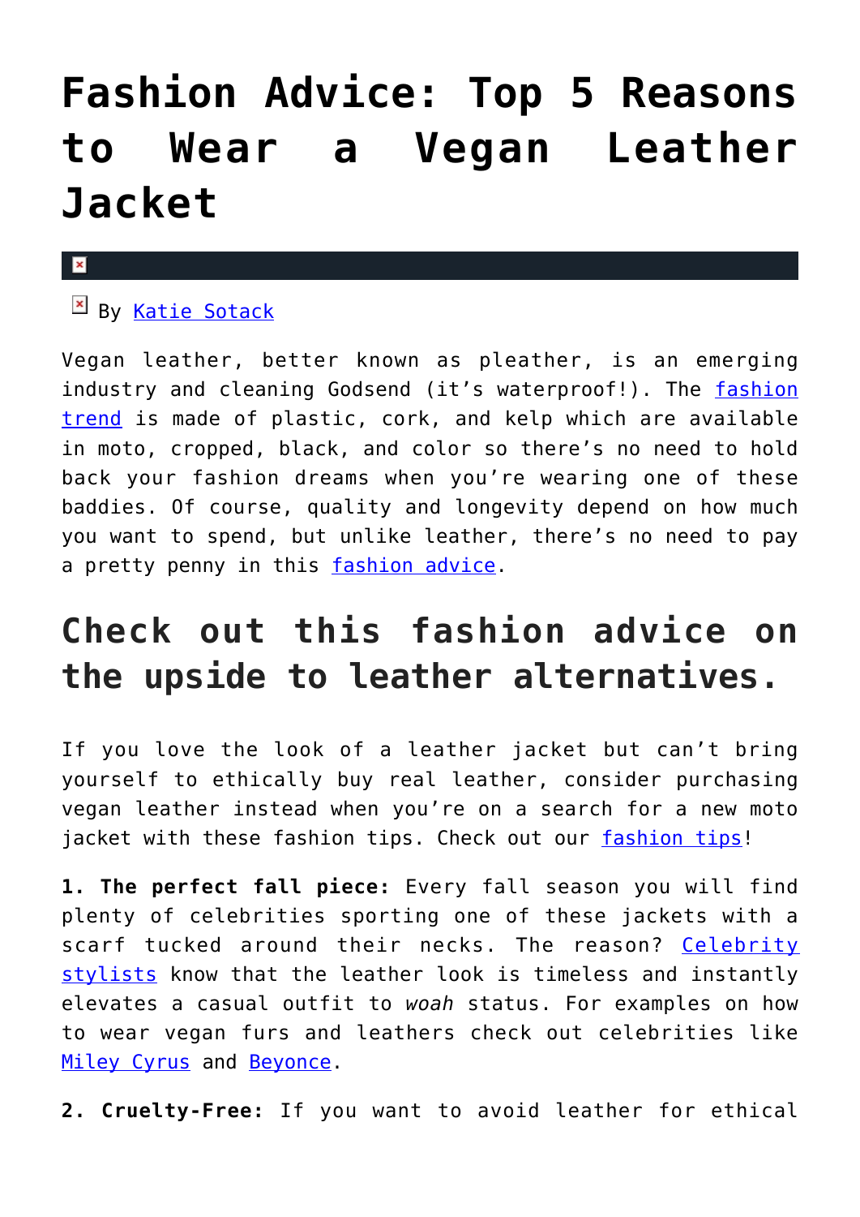# Fashion Advice: Top 5 Reasons to Wear a Vegan Leather Jacket

By Katie Sotack

Vegan leather, better known as pleather, is an emerging industry and cleaning Godsend (it's waterproof!). The fashion trend is made of plastic, cork, and kelp which are available in moto, cropped, black, and color so there's no need to hold back your fashion dreams when you're wearing one of these baddies. Of course, quality and longevity depend on how much you want to spend, but unlike leather, there's no need to pay a pretty penny in this fashion advice.

## Check out this fashion advice on the upside to leather alternatives.

If you love the look of a leather jacket but can't bring yourself to ethically buy real leather, consider purchasing vegan leather instead when you're on a search for a new moto jacket with these fashion tips. Check out our fashion tips!

**1. The perfect fall piece:** Every fall season you will find plenty of celebrities sporting one of these jackets with a scarf tucked around their necks. The reason? Celebrity stylists know that the leather look is timeless and instantly elevates a casual outfit to *woah* status. For examples on how to wear vegan furs and leathers check out celebrities like Miley Cyrus and Beyonce.

**2. Cruelty-Free:** If you want to avoid leather for ethical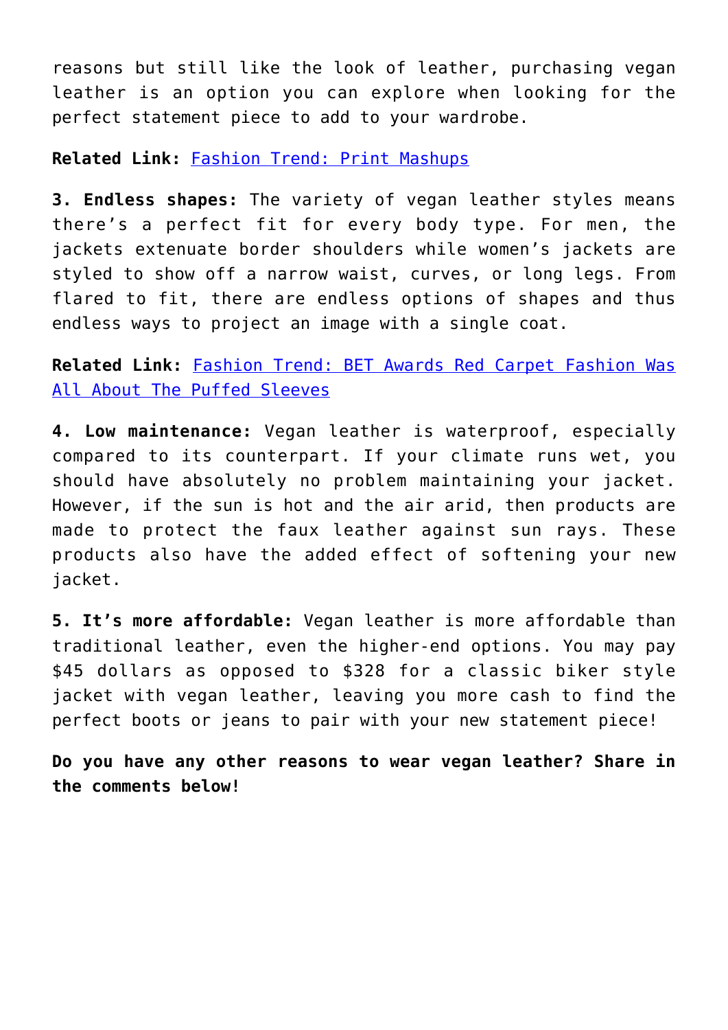reasons but still like the look of leather, purchasing vegan leather is an option you can explore when looking for the perfect statement piece to add to your wardrobe.

**Related Link:** [Fashion Trend: Print Mashups]()

**3. Endless shapes:** The variety of vegan leather styles means there's a perfect fit for every body type. For men, the jackets extenuate border shoulders while women's jackets are styled to show off a narrow waist, curves, or long legs. From flared to fit, there are endless options of shapes and thus endless ways to project an image with a single coat.

**Related Link:** [Fashion Trend: BET Awards Red Carpet Fashion Was All About The Puffed Sleeves]()

**4. Low maintenance:** Vegan leather is waterproof, especially compared to its counterpart. If your climate runs wet, you should have absolutely no problem maintaining your jacket. However, if the sun is hot and the air arid, then products are made to protect the faux leather against sun rays. These products also have the added effect of softening your new jacket.

**5. It's more affordable:** Vegan leather is more affordable than traditional leather, even the higher-end options. You may pay $45 dollars as opposed to $328 for a classic biker style jacket with vegan leather, leaving you more cash to find the perfect boots or jeans to pair with your new statement piece!

**Do you have any other reasons to wear vegan leather? Share in the comments below!**